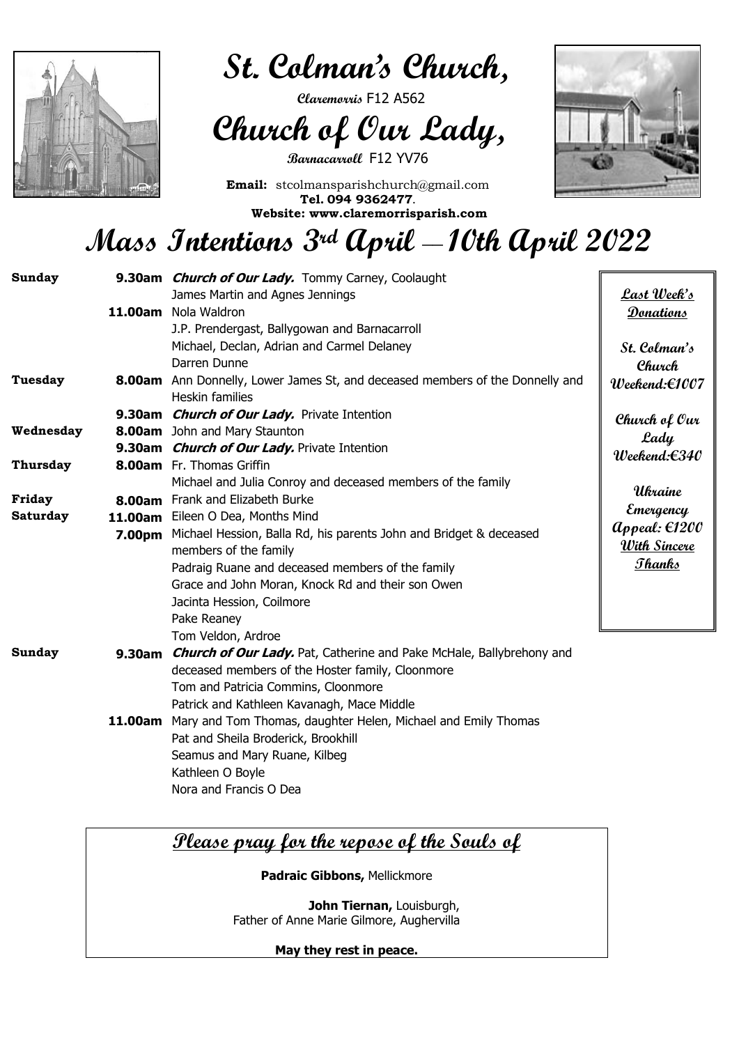# St. Colman's Church,

**Claremorris** F12 A562

# Church of Our Lady,

**Barnacarroll** F12 YV76

**Email:** stcolmansparishchurch@gmail.com
**Tel. 094 9362477**.
**Website: www.claremorrisparish.com**

# Mass Intentions 3rd April — 10th April 2022

| | | |
|---|---|---|
| **Sunday** | **9.30am** | ***Church of Our Lady.*** Tommy Carney, Coolaught |
| | | James Martin and Agnes Jennings |
| | **11.00am** | Nola Waldron |
| | | J.P. Prendergast, Ballygowan and Barnacarroll |
| | | Michael, Declan, Adrian and Carmel Delaney |
| | | Darren Dunne |
| **Tuesday** | **8.00am** | Ann Donnelly, Lower James St, and deceased members of the Donnelly and Heskin families |
| | **9.30am** | ***Church of Our Lady.*** Private Intention |
| **Wednesday** | **8.00am** | John and Mary Staunton |
| | **9.30am** | ***Church of Our Lady.*** Private Intention |
| **Thursday** | **8.00am** | Fr. Thomas Griffin |
| | | Michael and Julia Conroy and deceased members of the family |
| **Friday** | **8.00am** | Frank and Elizabeth Burke |
| **Saturday** | **11.00am** | Eileen O Dea, Months Mind |
| | **7.00pm** | Michael Hession, Balla Rd, his parents John and Bridget & deceased members of the family |
| | | Padraig Ruane and deceased members of the family |
| | | Grace and John Moran, Knock Rd and their son Owen |
| | | Jacinta Hession, Coilmore |
| | | Pake Reaney |
| | | Tom Veldon, Ardroe |
| **Sunday** | **9.30am** | ***Church of Our Lady.*** Pat, Catherine and Pake McHale, Ballybrehony and deceased members of the Hoster family, Cloonmore |
| | | Tom and Patricia Commins, Cloonmore |
| | | Patrick and Kathleen Kavanagh, Mace Middle |
| | **11.00am** | Mary and Tom Thomas, daughter Helen, Michael and Emily Thomas |
| | | Pat and Sheila Broderick, Brookhill |
| | | Seamus and Mary Ruane, Kilbeg |
| | | Kathleen O Boyle |
| | | Nora and Francis O Dea |

**Last Week's Donations**

**St. Colman's Church Weekend:€1007**

**Church of Our Lady Weekend:€340**

**Ukraine Emergency Appeal: €1200**

**With Sincere Thanks**

## Please pray for the repose of the Souls of

**Padraic Gibbons,** Mellickmore

**John Tiernan,** Louisburgh,
Father of Anne Marie Gilmore, Aughervilla

**May they rest in peace.**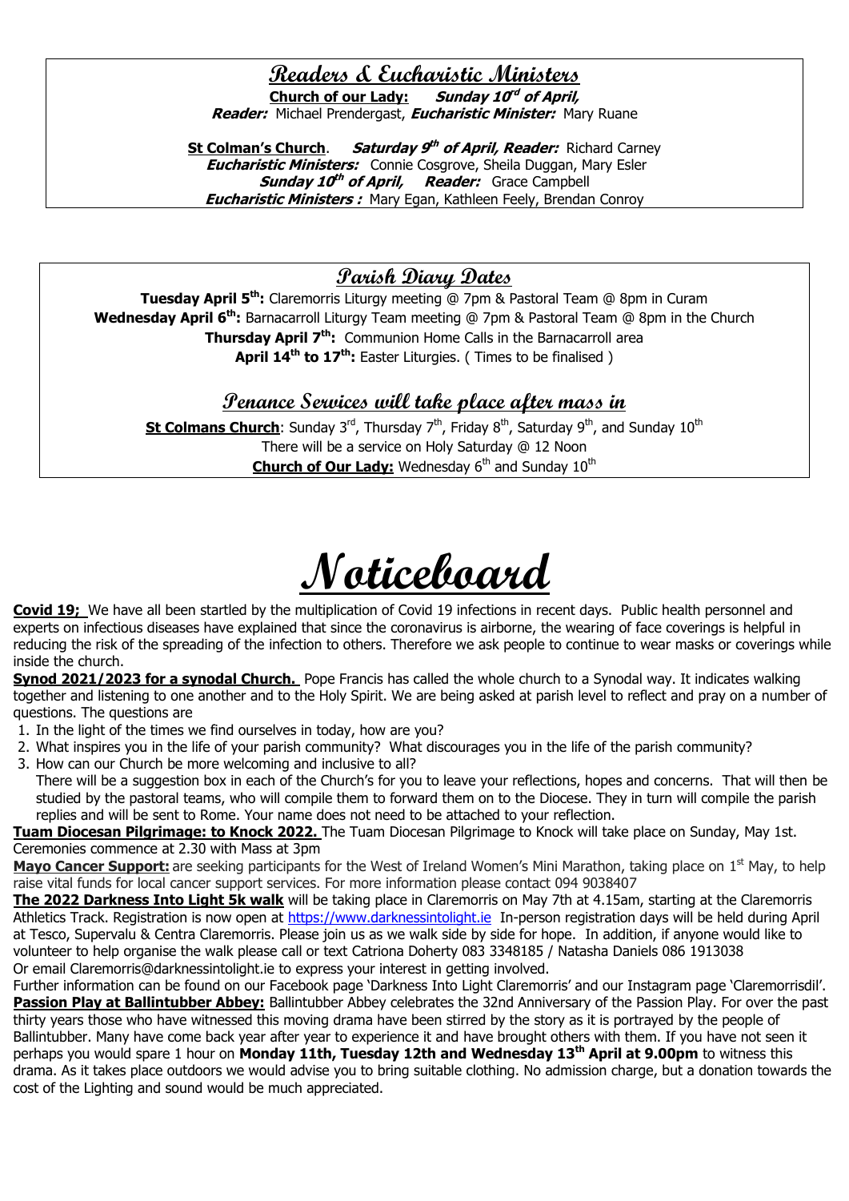## Readers & Eucharistic Ministers

**Church of our Lady:** ***Sunday 10th of April,***
***Reader:*** Michael Prendergast, ***Eucharistic Minister:*** Mary Ruane

**St Colman's Church**. ***Saturday 9th of April, Reader:*** Richard Carney
***Eucharistic Ministers:*** Connie Cosgrove, Sheila Duggan, Mary Esler
***Sunday 10th of April,*** ***Reader:*** Grace Campbell
***Eucharistic Ministers :*** Mary Egan, Kathleen Feely, Brendan Conroy

## Parish Diary Dates

**Tuesday April 5th:** Claremorris Liturgy meeting @ 7pm & Pastoral Team @ 8pm in Curam
**Wednesday April 6th:** Barnacarroll Liturgy Team meeting @ 7pm & Pastoral Team @ 8pm in the Church
**Thursday April 7th:** Communion Home Calls in the Barnacarroll area
**April 14th to 17th:** Easter Liturgies. ( Times to be finalised )

## Penance Services will take place after mass in

**St Colmans Church**: Sunday 3rd, Thursday 7th, Friday 8th, Saturday 9th, and Sunday 10th
There will be a service on Holy Saturday @ 12 Noon
**Church of Our Lady:** Wednesday 6th and Sunday 10th

# Noticeboard

**Covid 19;** We have all been startled by the multiplication of Covid 19 infections in recent days. Public health personnel and experts on infectious diseases have explained that since the coronavirus is airborne, the wearing of face coverings is helpful in reducing the risk of the spreading of the infection to others. Therefore we ask people to continue to wear masks or coverings while inside the church.

**Synod 2021/2023 for a synodal Church.** Pope Francis has called the whole church to a Synodal way. It indicates walking together and listening to one another and to the Holy Spirit. We are being asked at parish level to reflect and pray on a number of questions. The questions are

1. In the light of the times we find ourselves in today, how are you?
2. What inspires you in the life of your parish community? What discourages you in the life of the parish community?
3. How can our Church be more welcoming and inclusive to all?

There will be a suggestion box in each of the Church's for you to leave your reflections, hopes and concerns. That will then be studied by the pastoral teams, who will compile them to forward them on to the Diocese. They in turn will compile the parish replies and will be sent to Rome. Your name does not need to be attached to your reflection.

**Tuam Diocesan Pilgrimage: to Knock 2022.** The Tuam Diocesan Pilgrimage to Knock will take place on Sunday, May 1st. Ceremonies commence at 2.30 with Mass at 3pm

**Mayo Cancer Support:** are seeking participants for the West of Ireland Women's Mini Marathon, taking place on 1st May, to help raise vital funds for local cancer support services. For more information please contact 094 9038407

**The 2022 Darkness Into Light 5k walk** will be taking place in Claremorris on May 7th at 4.15am, starting at the Claremorris Athletics Track. Registration is now open at https://www.darknessintolight.ie In-person registration days will be held during April at Tesco, Supervalu & Centra Claremorris. Please join us as we walk side by side for hope. In addition, if anyone would like to volunteer to help organise the walk please call or text Catriona Doherty 083 3348185 / Natasha Daniels 086 1913038
Or email Claremorris@darknessintolight.ie to express your interest in getting involved.
Further information can be found on our Facebook page 'Darkness Into Light Claremorris' and our Instagram page 'Claremorrisdil'.

**Passion Play at Ballintubber Abbey:** Ballintubber Abbey celebrates the 32nd Anniversary of the Passion Play. For over the past thirty years those who have witnessed this moving drama have been stirred by the story as it is portrayed by the people of Ballintubber. Many have come back year after year to experience it and have brought others with them. If you have not seen it perhaps you would spare 1 hour on **Monday 11th, Tuesday 12th and Wednesday 13th April at 9.00pm** to witness this drama. As it takes place outdoors we would advise you to bring suitable clothing. No admission charge, but a donation towards the cost of the Lighting and sound would be much appreciated.